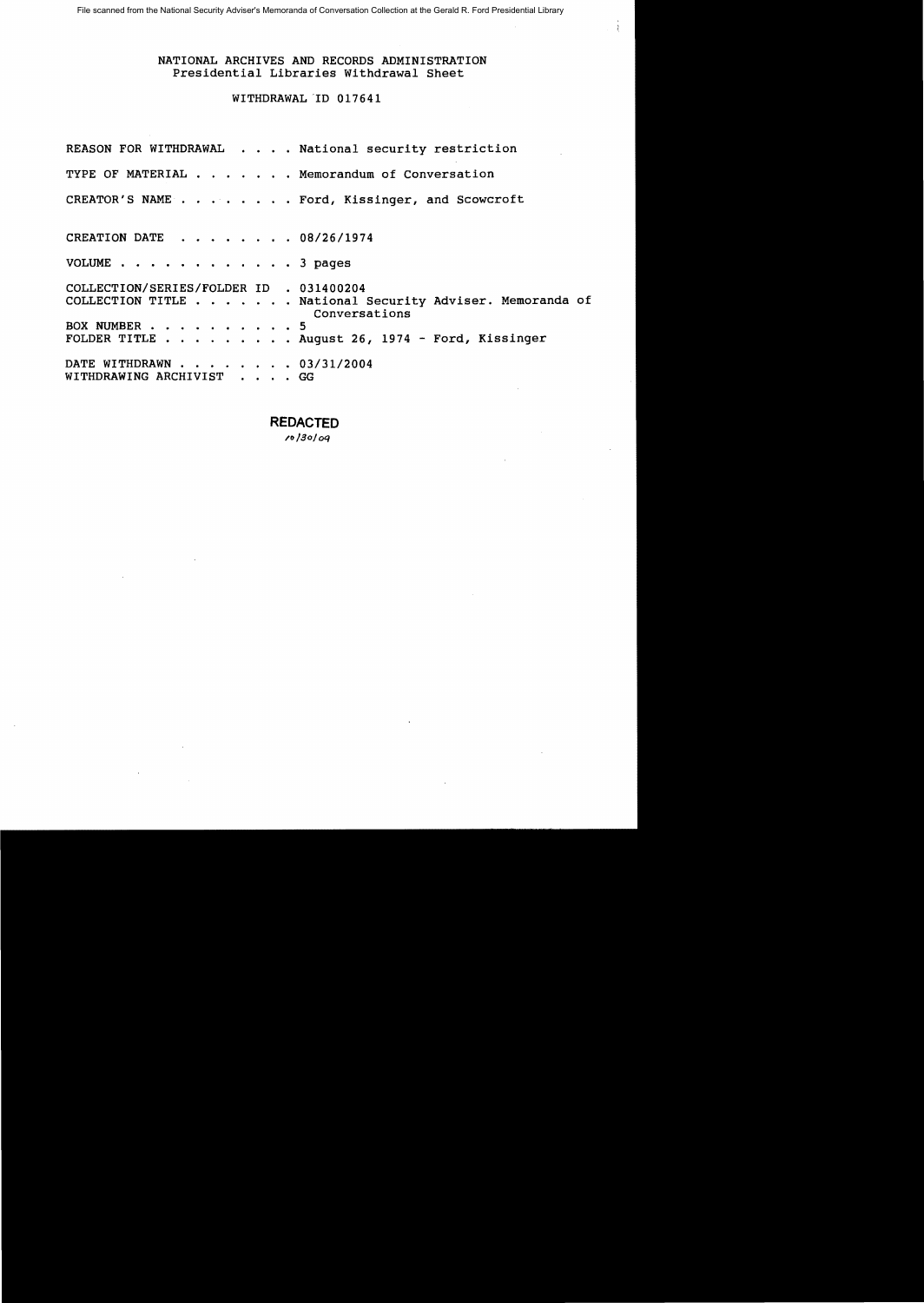File scanned from the National Security Adviser's Memoranda of Conversation Collection at the Gerald R. Ford Presidential Library

NATIONAL ARCHIVES AND RECORDS ADMINISTRATION
Presidential Libraries Withdrawal Sheet

WITHDRAWAL ID 017641

| | |
|---|---|
| REASON FOR WITHDRAWAL . . . . | National security restriction |
| TYPE OF MATERIAL . . . . . . . | Memorandum of Conversation |
| CREATOR'S NAME . . . . . . . . | Ford, Kissinger, and Scowcroft |
| CREATION DATE . . . . . . . . | 08/26/1974 |
| VOLUME . . . . . . . . . . . . | 3 pages |
| COLLECTION/SERIES/FOLDER ID . | 031400204 |
| COLLECTION TITLE . . . . . . . | National Security Adviser. Memoranda of Conversations |
| BOX NUMBER . . . . . . . . . . | 5 |
| FOLDER TITLE . . . . . . . . . | August 26, 1974 - Ford, Kissinger |
| DATE WITHDRAWN . . . . . . . . | 03/31/2004 |
| WITHDRAWING ARCHIVIST . . . . | GG |

**REDACTED**
10/30/09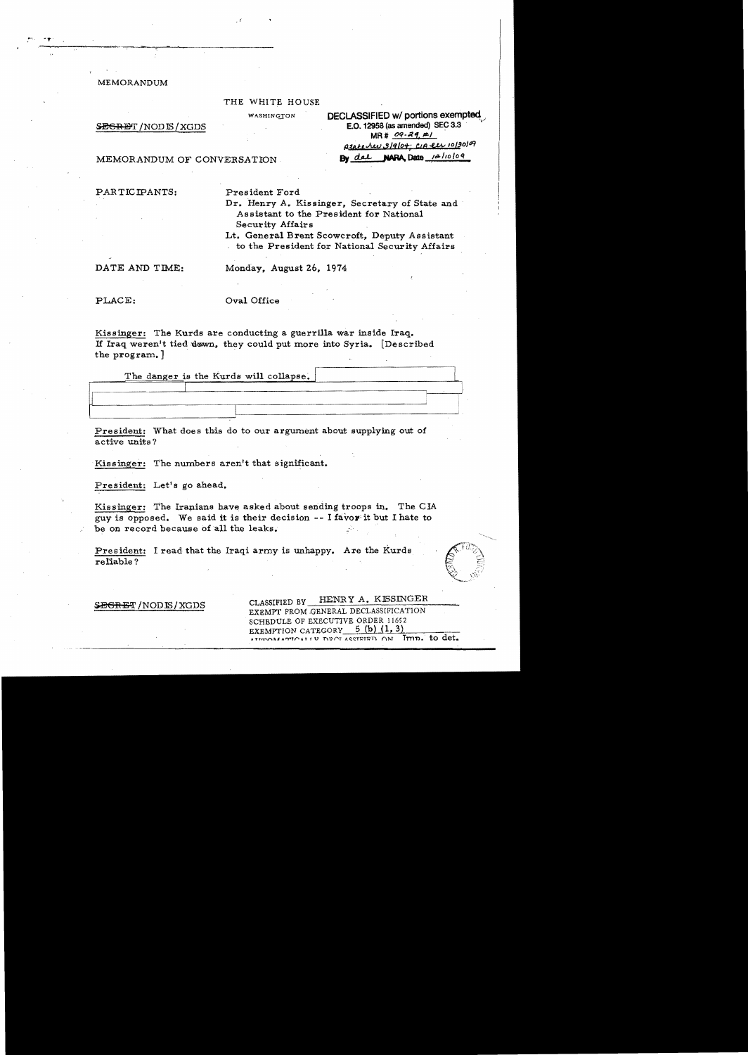MEMORANDUM

THE WHITE HOUSE

WASHINGTON

~~SECRET~~/NODIS/XGDS

DECLASSIFIED w/ portions exempted
E.O. 12958 (as amended) SEC 3.3
MR # 09-29, #1
State rev 3/9/04; CIA ltr 10/30/09
By dal NARA, Date 12/10/09

MEMORANDUM OF CONVERSATION

PARTICIPANTS: President Ford
Dr. Henry A. Kissinger, Secretary of State and Assistant to the President for National Security Affairs
Lt. General Brent Scowcroft, Deputy Assistant to the President for National Security Affairs

DATE AND TIME: Monday, August 26, 1974

PLACE: Oval Office

Kissinger: The Kurds are conducting a guerrilla war inside Iraq. If Iraq weren't tied down, they could put more into Syria. [Described the program.]

The danger is the Kurds will collapse.

President: What does this do to our argument about supplying out of active units?

Kissinger: The numbers aren't that significant.

President: Let's go ahead.

Kissinger: The Iranians have asked about sending troops in. The CIA guy is opposed. We said it is their decision -- I favor it but I hate to be on record because of all the leaks.

President: I read that the Iraqi army is unhappy. Are the Kurds reliable?

~~SECRET~~/NODIS/XGDS

CLASSIFIED BY HENRY A. KISSINGER
EXEMPT FROM GENERAL DECLASSIFICATION
SCHEDULE OF EXECUTIVE ORDER 11652
EXEMPTION CATEGORY 5 (b) (1, 3)
AUTOMATICALLY DECLASSIFIED ON Imp. to det.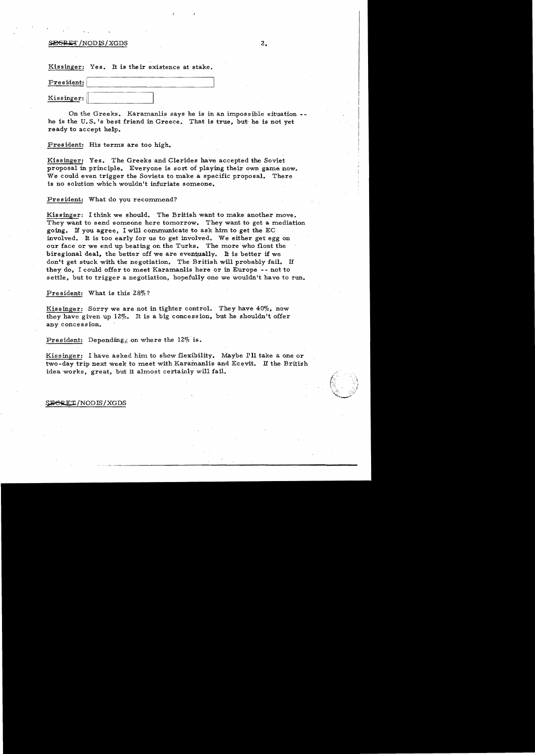Kissinger: Yes. It is their existence at stake.

President: [redacted]

Kissinger: [redacted]

On the Greeks. Karamanlis says he is in an impossible situation -- he is the U.S.'s best friend in Greece. That is true, but he is not yet ready to accept help.

President: His terms are too high.

Kissinger: Yes. The Greeks and Clerides have accepted the Soviet proposal in principle. Everyone is sort of playing their own game now. We could even trigger the Soviets to make a specific proposal. There is no solution which wouldn't infuriate someone.

President: What do you recommend?

Kissinger: I think we should. The British want to make another move. They want to send someone here tomorrow. They want to get a mediation going. If you agree, I will communicate to ask him to get the EC involved. It is too early for us to get involved. We either get egg on our face or we end up beating on the Turks. The more who float the biregional deal, the better off we are eventually. It is better if we don't get stuck with the negotiation. The British will probably fail. If they do, I could offer to meet Karamanlis here or in Europe -- not to settle, but to trigger a negotiation, hopefully one we wouldn't have to run.

President: What is this 28%?

Kissinger: Sorry we are not in tighter control. They have 40%, now they have given up 12%. It is a big concession, but he shouldn't offer any concession.

President: Depending on where the 12% is.

Kissinger: I have asked him to show flexibility. Maybe I'll take a one or two-day trip next week to meet with Karamanlis and Ecevit. If the British idea works, great, but it almost certainly will fail.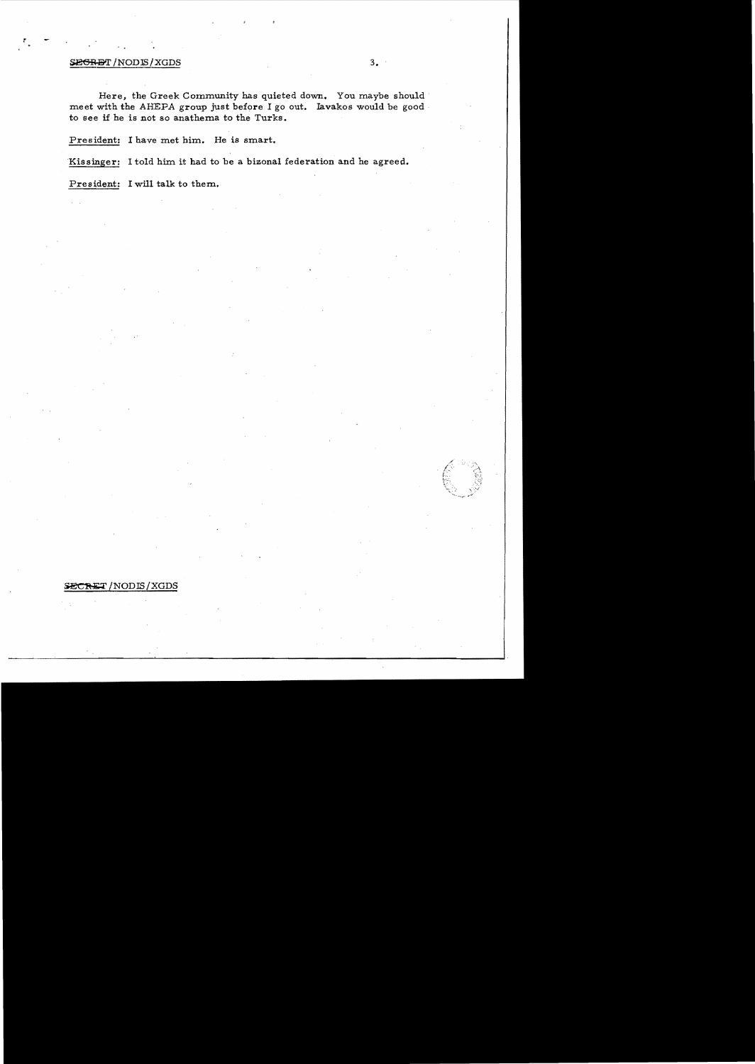Here, the Greek Community has quieted down. You maybe should meet with the AHEPA group just before I go out. Iavakos would be good to see if he is not so anathema to the Turks.

President: I have met him. He is smart.

Kissinger: I told him it had to be a bizonal federation and he agreed.

President: I will talk to them.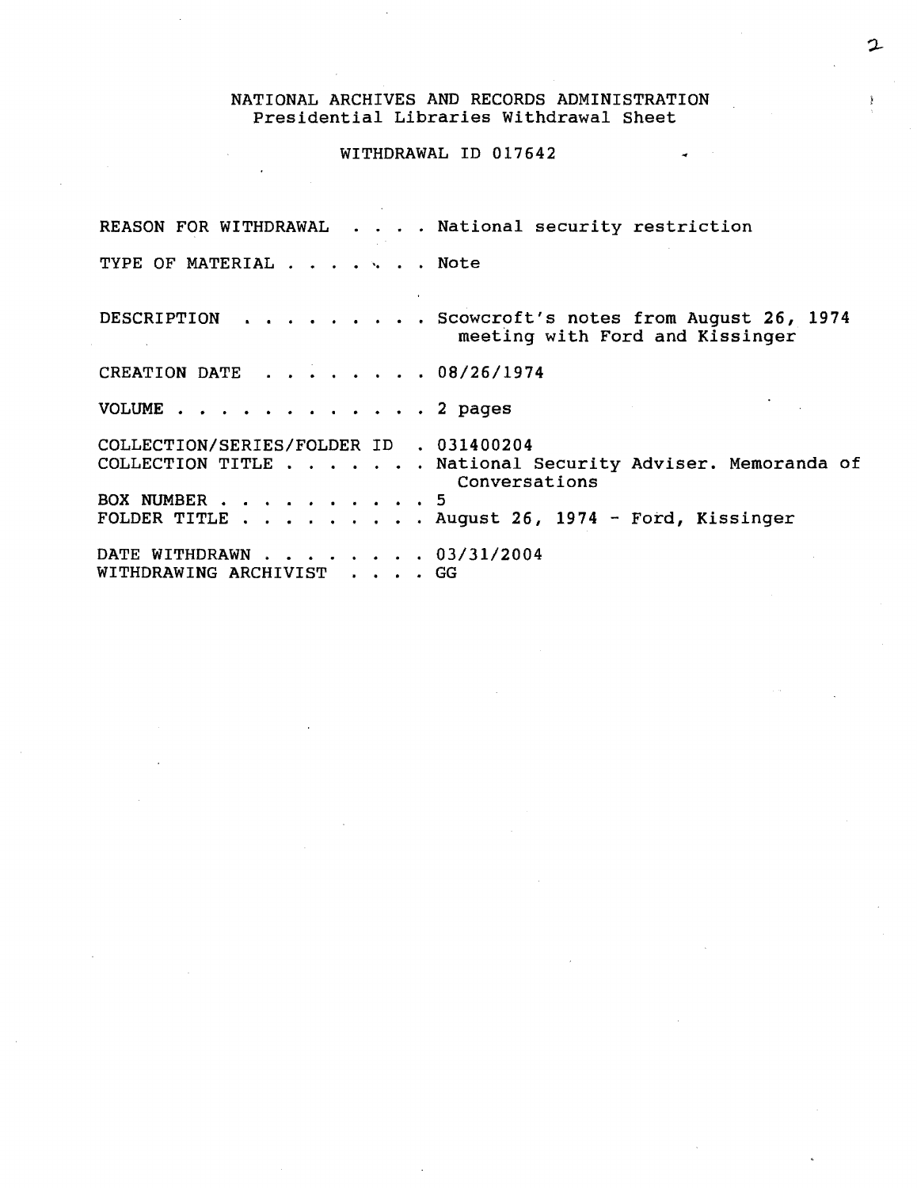NATIONAL ARCHIVES AND RECORDS ADMINISTRATION
Presidential Libraries Withdrawal Sheet

WITHDRAWAL ID 017642

REASON FOR WITHDRAWAL . . . . National security restriction

TYPE OF MATERIAL . . . . . . . Note

DESCRIPTION . . . . . . . . . Scowcroft's notes from August 26, 1974 meeting with Ford and Kissinger

CREATION DATE . . . . . . . . 08/26/1974

VOLUME . . . . . . . . . . . . 2 pages

COLLECTION/SERIES/FOLDER ID . 031400204
COLLECTION TITLE . . . . . . . National Security Adviser. Memoranda of Conversations
BOX NUMBER . . . . . . . . . . 5
FOLDER TITLE . . . . . . . . . August 26, 1974 - Ford, Kissinger

DATE WITHDRAWN . . . . . . . . 03/31/2004
WITHDRAWING ARCHIVIST . . . . GG